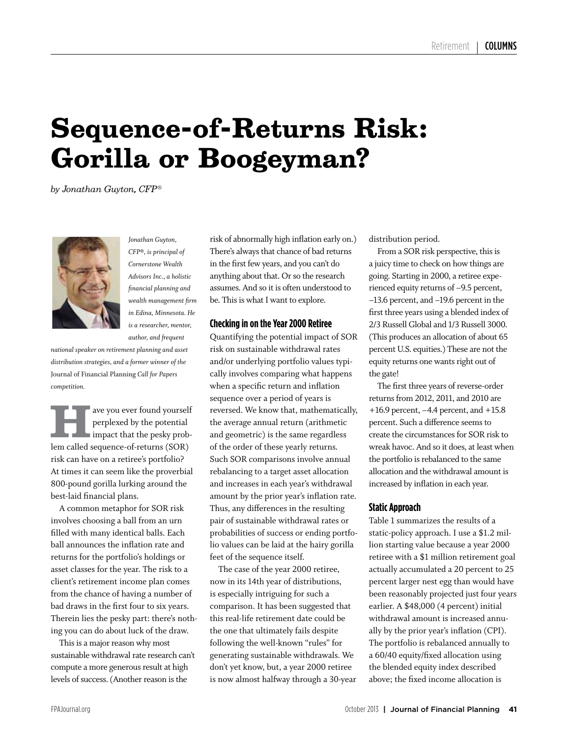# Sequence-of-Returns Risk: Gorilla or Boogeyman?

*by Jonathan Guyton, CFP®*

*Jonathan Guyton, CFP®, is principal of Cornerstone Wealth Advisors Inc., a holistic financial planning and wealth management firm in Edina, Minnesota. He is a researcher, mentor, author, and frequent national speaker on retirement planning and asset distribution strategies, and a former winner of the* Journal of Financial Planning *Call for Papers competition.*

Have you ever found yourself perplexed by the potential impact that the pesky problem called sequence-of-returns (SOR) risk can have on a retiree's portfolio? At times it can seem like the proverbial 800-pound gorilla lurking around the best-laid financial plans.

A common metaphor for SOR risk involves choosing a ball from an urn filled with many identical balls. Each ball announces the inflation rate and returns for the portfolio's holdings or asset classes for the year. The risk to a client's retirement income plan comes from the chance of having a number of bad draws in the first four to six years. Therein lies the pesky part: there's nothing you can do about luck of the draw.

This is a major reason why most sustainable withdrawal rate research can't compute a more generous result at high levels of success. (Another reason is the risk of abnormally high inflation early on.) There's always that chance of bad returns in the first few years, and you can't do anything about that. Or so the research assumes. And so it is often understood to be. This is what I want to explore.

### Checking in on the Year 2000 Retiree

Quantifying the potential impact of SOR risk on sustainable withdrawal rates and/or underlying portfolio values typically involves comparing what happens when a specific return and inflation sequence over a period of years is reversed. We know that, mathematically, the average annual return (arithmetic and geometric) is the same regardless of the order of these yearly returns. Such SOR comparisons involve annual rebalancing to a target asset allocation and increases in each year's withdrawal amount by the prior year's inflation rate. Thus, any differences in the resulting pair of sustainable withdrawal rates or probabilities of success or ending portfolio values can be laid at the hairy gorilla feet of the sequence itself.

The case of the year 2000 retiree, now in its 14th year of distributions, is especially intriguing for such a comparison. It has been suggested that this real-life retirement date could be the one that ultimately fails despite following the well-known "rules" for generating sustainable withdrawals. We don't yet know, but, a year 2000 retiree is now almost halfway through a 30-year distribution period.

From a SOR risk perspective, this is a juicy time to check on how things are going. Starting in 2000, a retiree experienced equity returns of –9.5 percent, –13.6 percent, and –19.6 percent in the first three years using a blended index of 2/3 Russell Global and 1/3 Russell 3000. (This produces an allocation of about 65 percent U.S. equities.) These are not the equity returns one wants right out of the gate!

The first three years of reverse-order returns from 2012, 2011, and 2010 are +16.9 percent, –4.4 percent, and +15.8 percent. Such a difference seems to create the circumstances for SOR risk to wreak havoc. And so it does, at least when the portfolio is rebalanced to the same allocation and the withdrawal amount is increased by inflation in each year.

### Static Approach

Table 1 summarizes the results of a static-policy approach. I use a $1.2 million starting value because a year 2000 retiree with a $1 million retirement goal actually accumulated a 20 percent to 25 percent larger nest egg than would have been reasonably projected just four years earlier. A $48,000 (4 percent) initial withdrawal amount is increased annually by the prior year's inflation (CPI). The portfolio is rebalanced annually to a 60/40 equity/fixed allocation using the blended equity index described above; the fixed income allocation is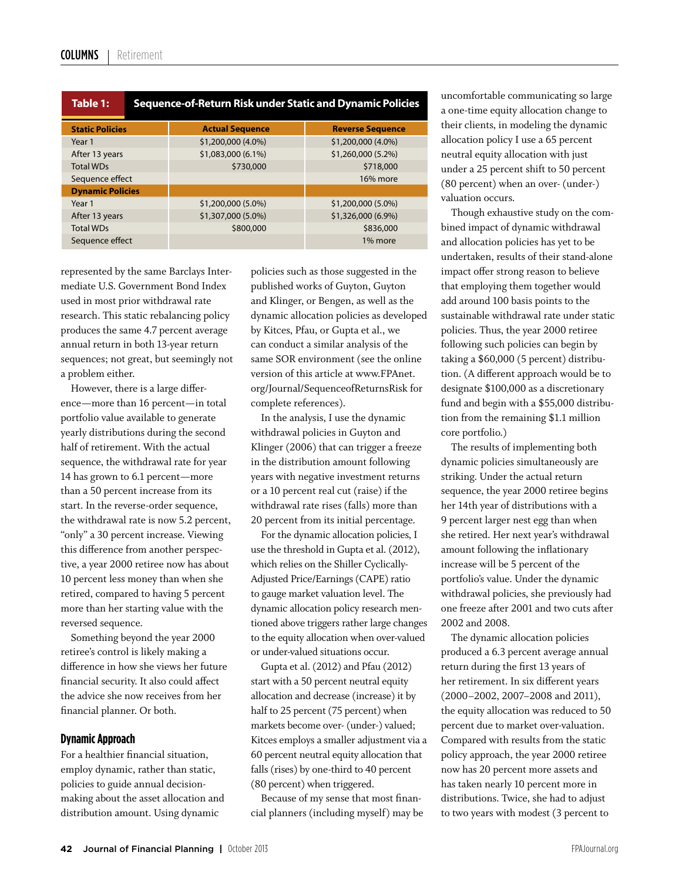**Table 1: Sequence-of-Return Risk under Static and Dynamic Policies**

| Static Policies | Actual Sequence | Reverse Sequence |
|---|---|---|
| Year 1 | $1,200,000 (4.0%) | $1,200,000 (4.0%) |
| After 13 years | $1,083,000 (6.1%) | $1,260,000 (5.2%) |
| Total WDs | $730,000 | $718,000 |
| Sequence effect | | 16% more |
| **Dynamic Policies** | | |
| Year 1 | $1,200,000 (5.0%) | $1,200,000 (5.0%) |
| After 13 years | $1,307,000 (5.0%) | $1,326,000 (6.9%) |
| Total WDs | $800,000 | $836,000 |
| Sequence effect | | 1% more |

represented by the same Barclays Intermediate U.S. Government Bond Index used in most prior withdrawal rate research. This static rebalancing policy produces the same 4.7 percent average annual return in both 13-year return sequences; not great, but seemingly not a problem either.

However, there is a large difference—more than 16 percent—in total portfolio value available to generate yearly distributions during the second half of retirement. With the actual sequence, the withdrawal rate for year 14 has grown to 6.1 percent—more than a 50 percent increase from its start. In the reverse-order sequence, the withdrawal rate is now 5.2 percent, "only" a 30 percent increase. Viewing this difference from another perspective, a year 2000 retiree now has about 10 percent less money than when she retired, compared to having 5 percent more than her starting value with the reversed sequence.

Something beyond the year 2000 retiree's control is likely making a difference in how she views her future financial security. It also could affect the advice she now receives from her financial planner. Or both.

## Dynamic Approach

For a healthier financial situation, employ dynamic, rather than static, policies to guide annual decision-making about the asset allocation and distribution amount. Using dynamic policies such as those suggested in the published works of Guyton, Guyton and Klinger, or Bengen, as well as the dynamic allocation policies as developed by Kitces, Pfau, or Gupta et al., we can conduct a similar analysis of the same SOR environment (see the online version of this article at www.FPAnet.org/Journal/SequenceofReturnsRisk for complete references).

In the analysis, I use the dynamic withdrawal policies in Guyton and Klinger (2006) that can trigger a freeze in the distribution amount following years with negative investment returns or a 10 percent real cut (raise) if the withdrawal rate rises (falls) more than 20 percent from its initial percentage.

For the dynamic allocation policies, I use the threshold in Gupta et al. (2012), which relies on the Shiller Cyclically-Adjusted Price/Earnings (CAPE) ratio to gauge market valuation level. The dynamic allocation policy research mentioned above triggers rather large changes to the equity allocation when over-valued or under-valued situations occur.

Gupta et al. (2012) and Pfau (2012) start with a 50 percent neutral equity allocation and decrease (increase) it by half to 25 percent (75 percent) when markets become over- (under-) valued; Kitces employs a smaller adjustment via a 60 percent neutral equity allocation that falls (rises) by one-third to 40 percent (80 percent) when triggered.

Because of my sense that most financial planners (including myself) may be uncomfortable communicating so large a one-time equity allocation change to their clients, in modeling the dynamic allocation policy I use a 65 percent neutral equity allocation with just under a 25 percent shift to 50 percent (80 percent) when an over- (under-) valuation occurs.

Though exhaustive study on the combined impact of dynamic withdrawal and allocation policies has yet to be undertaken, results of their stand-alone impact offer strong reason to believe that employing them together would add around 100 basis points to the sustainable withdrawal rate under static policies. Thus, the year 2000 retiree following such policies can begin by taking a $60,000 (5 percent) distribution. (A different approach would be to designate $100,000 as a discretionary fund and begin with a $55,000 distribution from the remaining $1.1 million core portfolio.)

The results of implementing both dynamic policies simultaneously are striking. Under the actual return sequence, the year 2000 retiree begins her 14th year of distributions with a 9 percent larger nest egg than when she retired. Her next year's withdrawal amount following the inflationary increase will be 5 percent of the portfolio's value. Under the dynamic withdrawal policies, she previously had one freeze after 2001 and two cuts after 2002 and 2008.

The dynamic allocation policies produced a 6.3 percent average annual return during the first 13 years of her retirement. In six different years (2000–2002, 2007–2008 and 2011), the equity allocation was reduced to 50 percent due to market over-valuation. Compared with results from the static policy approach, the year 2000 retiree now has 20 percent more assets and has taken nearly 10 percent more in distributions. Twice, she had to adjust to two years with modest (3 percent to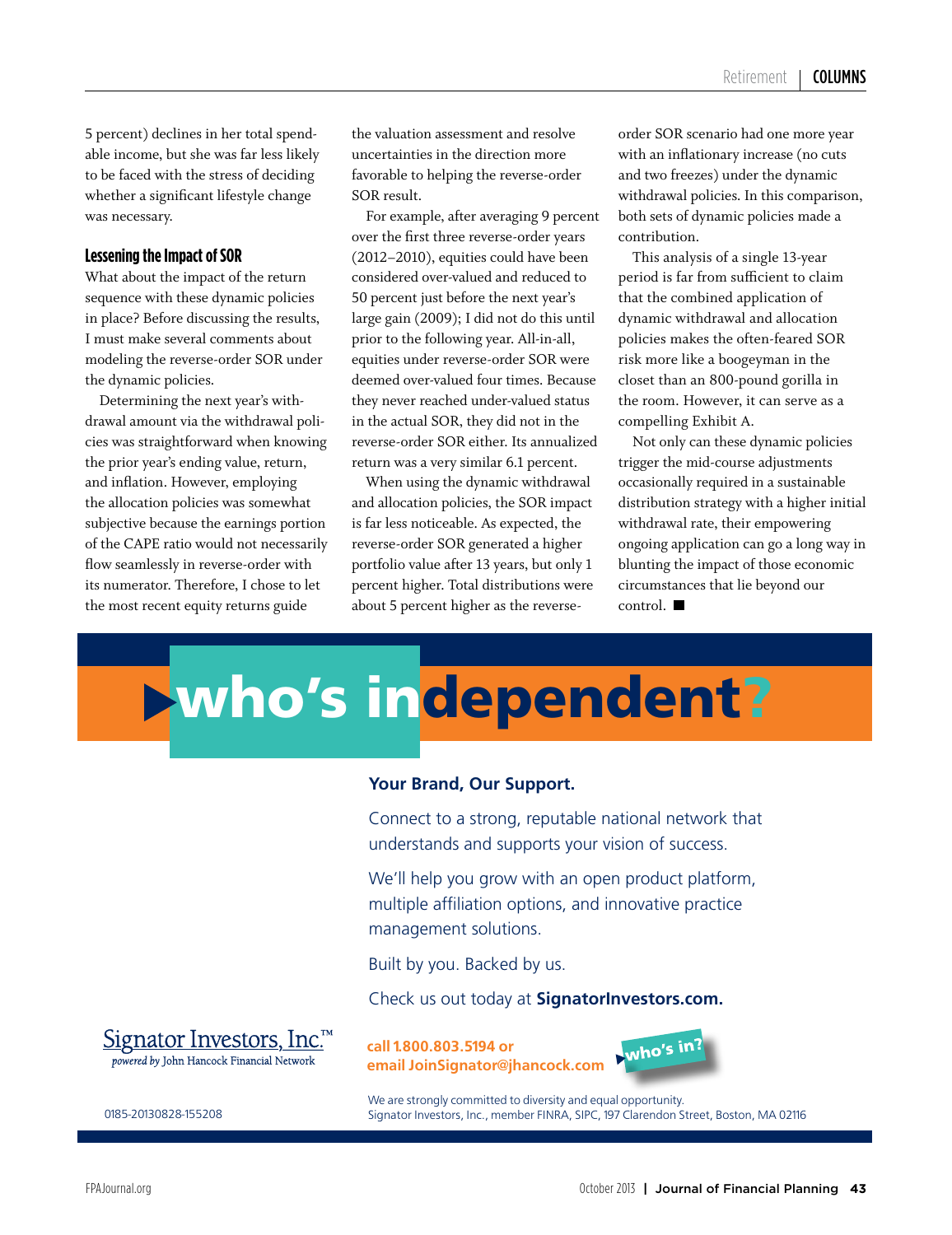5 percent) declines in her total spendable income, but she was far less likely to be faced with the stress of deciding whether a significant lifestyle change was necessary.

### Lessening the Impact of SOR

What about the impact of the return sequence with these dynamic policies in place? Before discussing the results, I must make several comments about modeling the reverse-order SOR under the dynamic policies.

Determining the next year's withdrawal amount via the withdrawal policies was straightforward when knowing the prior year's ending value, return, and inflation. However, employing the allocation policies was somewhat subjective because the earnings portion of the CAPE ratio would not necessarily flow seamlessly in reverse-order with its numerator. Therefore, I chose to let the most recent equity returns guide the valuation assessment and resolve uncertainties in the direction more favorable to helping the reverse-order SOR result.

For example, after averaging 9 percent over the first three reverse-order years (2012–2010), equities could have been considered over-valued and reduced to 50 percent just before the next year's large gain (2009); I did not do this until prior to the following year. All-in-all, equities under reverse-order SOR were deemed over-valued four times. Because they never reached under-valued status in the actual SOR, they did not in the reverse-order SOR either. Its annualized return was a very similar 6.1 percent.

When using the dynamic withdrawal and allocation policies, the SOR impact is far less noticeable. As expected, the reverse-order SOR generated a higher portfolio value after 13 years, but only 1 percent higher. Total distributions were about 5 percent higher as the reverse-order SOR scenario had one more year with an inflationary increase (no cuts and two freezes) under the dynamic withdrawal policies. In this comparison, both sets of dynamic policies made a contribution.

This analysis of a single 13-year period is far from sufficient to claim that the combined application of dynamic withdrawal and allocation policies makes the often-feared SOR risk more like a boogeyman in the closet than an 800-pound gorilla in the room. However, it can serve as a compelling Exhibit A.

Not only can these dynamic policies trigger the mid-course adjustments occasionally required in a sustainable distribution strategy with a higher initial withdrawal rate, their empowering ongoing application can go a long way in blunting the impact of those economic circumstances that lie beyond our control. ■

---

who's independent?

**Your Brand, Our Support.**

Connect to a strong, reputable national network that understands and supports your vision of success.

We'll help you grow with an open product platform, multiple affiliation options, and innovative practice management solutions.

Built by you. Backed by us.

Check us out today at **SignatorInvestors.com.**

Signator Investors, Inc.™
*powered by* John Hancock Financial Network

**call 1.800.803.5194 or**
**email JoinSignator@jhancock.com**

who's in?

0185-20130828-155208

We are strongly committed to diversity and equal opportunity.
Signator Investors, Inc., member FINRA, SIPC, 197 Clarendon Street, Boston, MA 02116